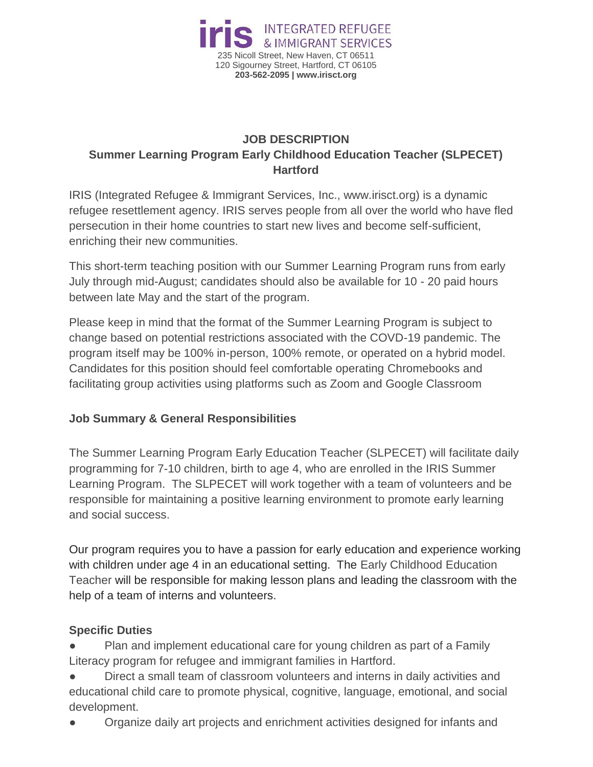**iris** INTEGRATED REFUGEE & IMMIGRANT SERVICES
235 Nicoll Street, New Haven, CT 06511
120 Sigourney Street, Hartford, CT 06105
**203-562-2095 | www.irisct.org**

# JOB DESCRIPTION
## Summer Learning Program Early Childhood Education Teacher (SLPECET) Hartford

IRIS (Integrated Refugee & Immigrant Services, Inc., www.irisct.org) is a dynamic refugee resettlement agency. IRIS serves people from all over the world who have fled persecution in their home countries to start new lives and become self-sufficient, enriching their new communities.

This short-term teaching position with our Summer Learning Program runs from early July through mid-August; candidates should also be available for 10 - 20 paid hours between late May and the start of the program.

Please keep in mind that the format of the Summer Learning Program is subject to change based on potential restrictions associated with the COVD-19 pandemic. The program itself may be 100% in-person, 100% remote, or operated on a hybrid model. Candidates for this position should feel comfortable operating Chromebooks and facilitating group activities using platforms such as Zoom and Google Classroom

### Job Summary & General Responsibilities

The Summer Learning Program Early Education Teacher (SLPECET) will facilitate daily programming for 7-10 children, birth to age 4, who are enrolled in the IRIS Summer Learning Program. The SLPECET will work together with a team of volunteers and be responsible for maintaining a positive learning environment to promote early learning and social success.

Our program requires you to have a passion for early education and experience working with children under age 4 in an educational setting. The Early Childhood Education Teacher will be responsible for making lesson plans and leading the classroom with the help of a team of interns and volunteers.

### Specific Duties

- Plan and implement educational care for young children as part of a Family Literacy program for refugee and immigrant families in Hartford.
- Direct a small team of classroom volunteers and interns in daily activities and educational child care to promote physical, cognitive, language, emotional, and social development.
- Organize daily art projects and enrichment activities designed for infants and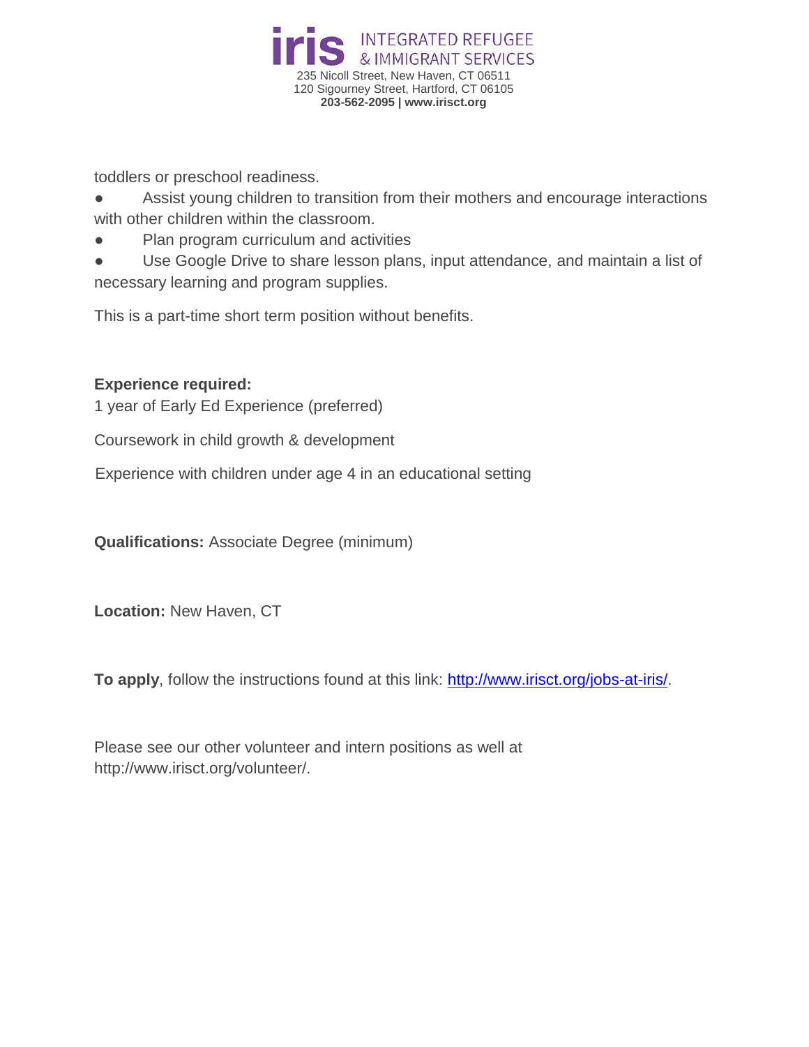toddlers or preschool readiness.

- Assist young children to transition from their mothers and encourage interactions with other children within the classroom.
- Plan program curriculum and activities
- Use Google Drive to share lesson plans, input attendance, and maintain a list of necessary learning and program supplies.

This is a part-time short term position without benefits.

**Experience required:**

1 year of Early Ed Experience (preferred)

Coursework in child growth & development

Experience with children under age 4 in an educational setting

**Qualifications:** Associate Degree (minimum)

**Location:** New Haven, CT

**To apply**, follow the instructions found at this link: [http://www.irisct.org/jobs-at-iris/](http://www.irisct.org/jobs-at-iris/).

Please see our other volunteer and intern positions as well at http://www.irisct.org/volunteer/.